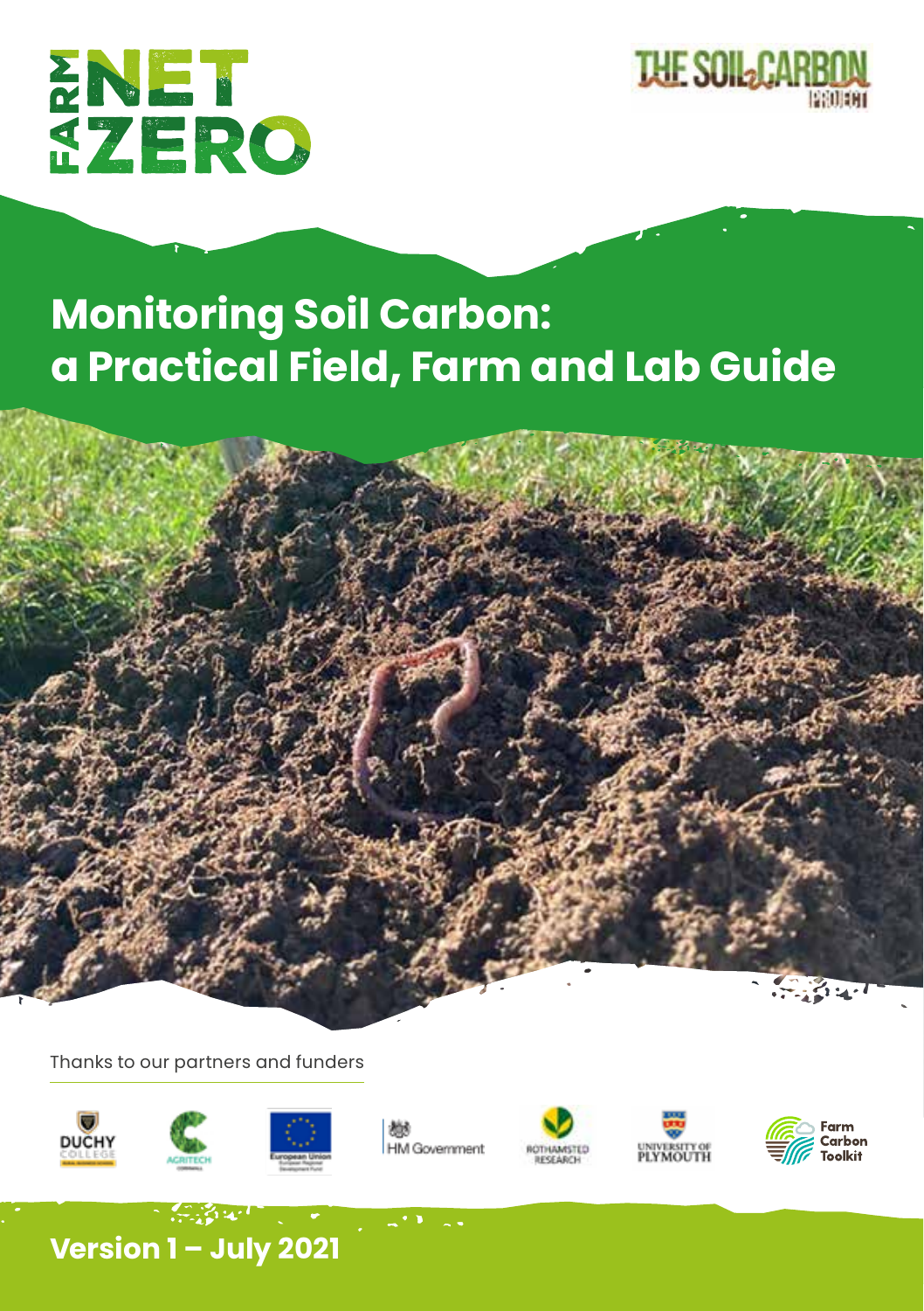FARM NET ZERO

THE SOIL CARBON PROJECT

# Monitoring Soil Carbon: a Practical Field, Farm and Lab Guide

Thanks to our partners and funders

Duchy College · Agritech Cornwall · European Union European Regional Development Fund · HM Government · Rothamsted Research · University of Plymouth · Farm Carbon Toolkit

## Version 1 – July 2021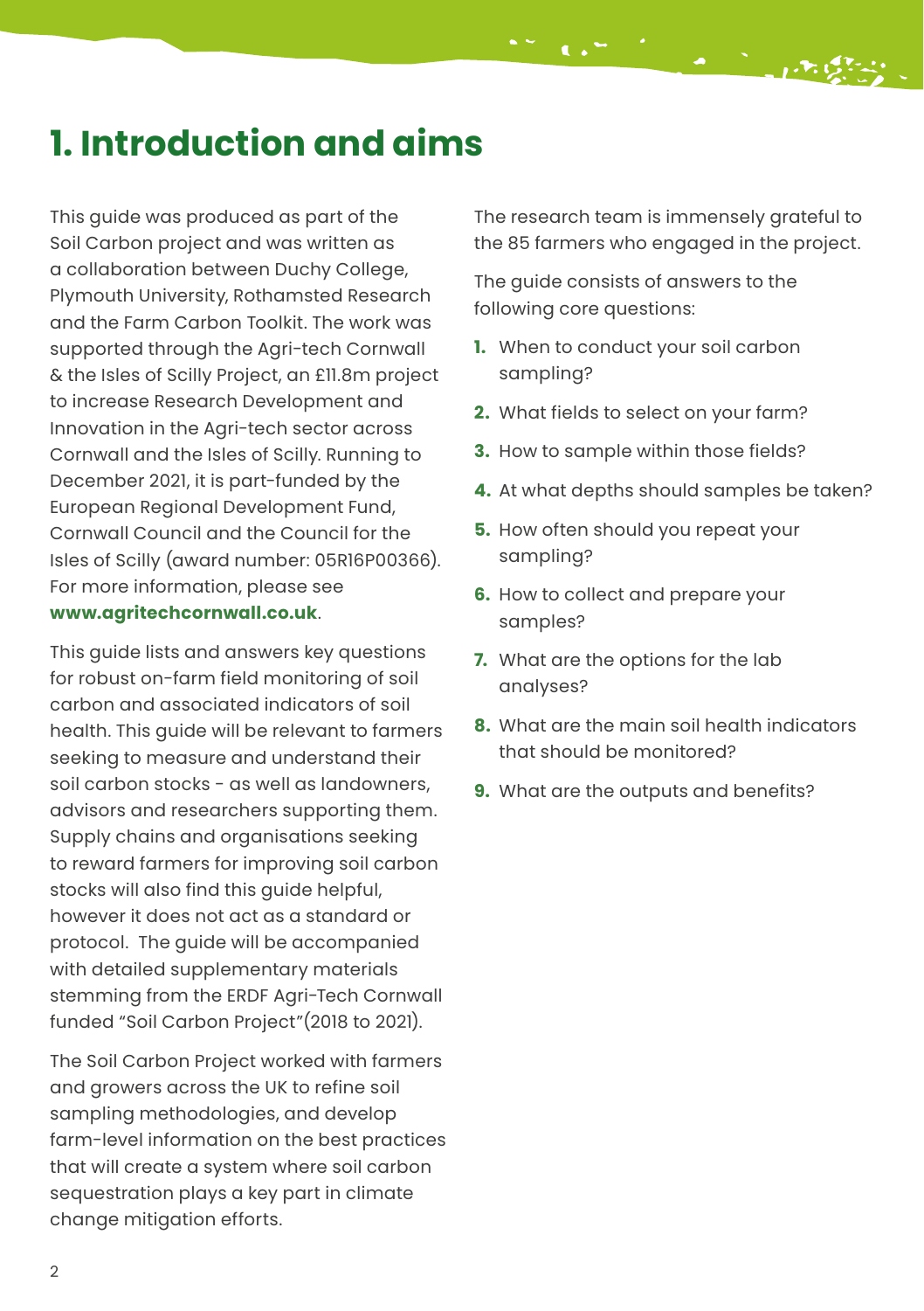# 1. Introduction and aims

This guide was produced as part of the Soil Carbon project and was written as a collaboration between Duchy College, Plymouth University, Rothamsted Research and the Farm Carbon Toolkit. The work was supported through the Agri-tech Cornwall & the Isles of Scilly Project, an £11.8m project to increase Research Development and Innovation in the Agri-tech sector across Cornwall and the Isles of Scilly. Running to December 2021, it is part-funded by the European Regional Development Fund, Cornwall Council and the Council for the Isles of Scilly (award number: 05R16P00366). For more information, please see **www.agritechcornwall.co.uk**.

This guide lists and answers key questions for robust on-farm field monitoring of soil carbon and associated indicators of soil health. This guide will be relevant to farmers seeking to measure and understand their soil carbon stocks - as well as landowners, advisors and researchers supporting them. Supply chains and organisations seeking to reward farmers for improving soil carbon stocks will also find this guide helpful, however it does not act as a standard or protocol. The guide will be accompanied with detailed supplementary materials stemming from the ERDF Agri-Tech Cornwall funded "Soil Carbon Project"(2018 to 2021).

The Soil Carbon Project worked with farmers and growers across the UK to refine soil sampling methodologies, and develop farm-level information on the best practices that will create a system where soil carbon sequestration plays a key part in climate change mitigation efforts.

The research team is immensely grateful to the 85 farmers who engaged in the project.

The guide consists of answers to the following core questions:

1. When to conduct your soil carbon sampling?
2. What fields to select on your farm?
3. How to sample within those fields?
4. At what depths should samples be taken?
5. How often should you repeat your sampling?
6. How to collect and prepare your samples?
7. What are the options for the lab analyses?
8. What are the main soil health indicators that should be monitored?
9. What are the outputs and benefits?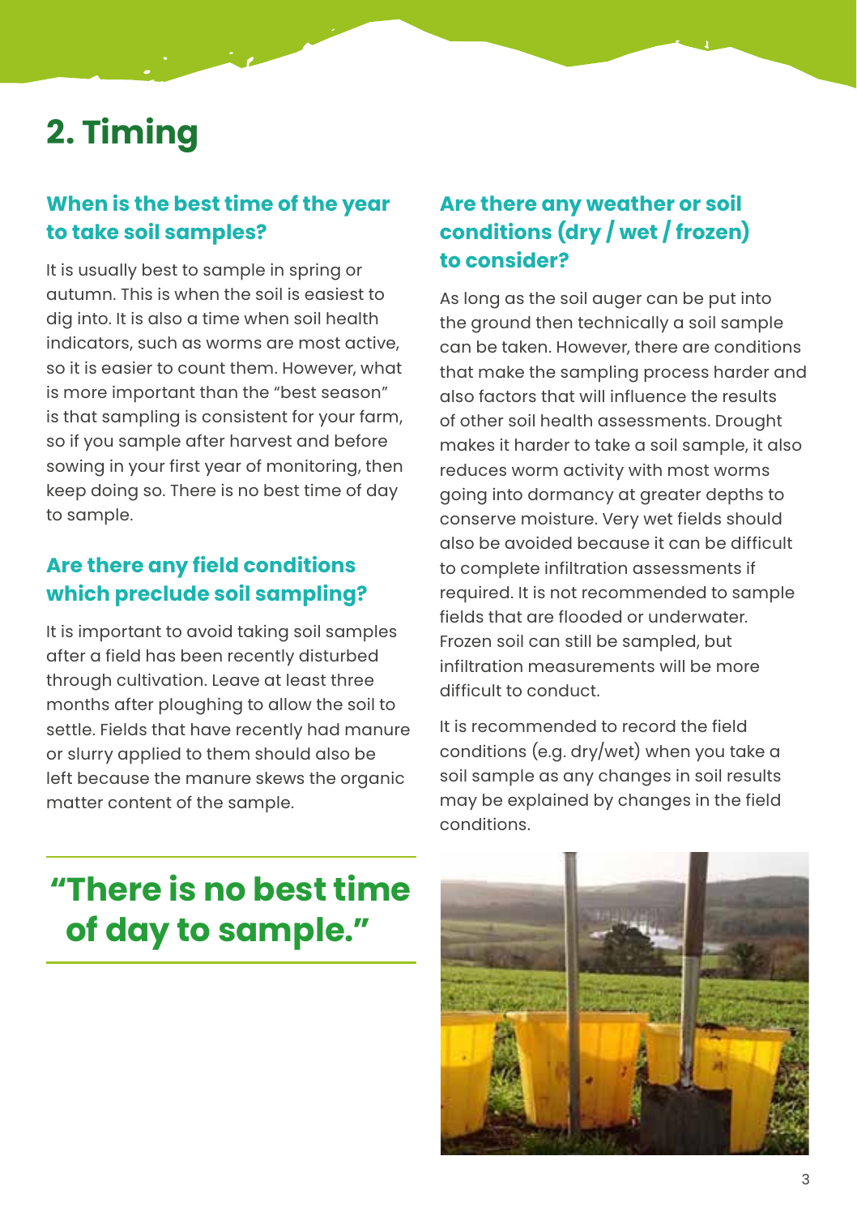# 2. Timing

### When is the best time of the year to take soil samples?

It is usually best to sample in spring or autumn. This is when the soil is easiest to dig into. It is also a time when soil health indicators, such as worms are most active, so it is easier to count them. However, what is more important than the "best season" is that sampling is consistent for your farm, so if you sample after harvest and before sowing in your first year of monitoring, then keep doing so. There is no best time of day to sample.

### Are there any field conditions which preclude soil sampling?

It is important to avoid taking soil samples after a field has been recently disturbed through cultivation. Leave at least three months after ploughing to allow the soil to settle. Fields that have recently had manure or slurry applied to them should also be left because the manure skews the organic matter content of the sample.

> **"There is no best time of day to sample."**

### Are there any weather or soil conditions (dry / wet / frozen) to consider?

As long as the soil auger can be put into the ground then technically a soil sample can be taken. However, there are conditions that make the sampling process harder and also factors that will influence the results of other soil health assessments. Drought makes it harder to take a soil sample, it also reduces worm activity with most worms going into dormancy at greater depths to conserve moisture. Very wet fields should also be avoided because it can be difficult to complete infiltration assessments if required. It is not recommended to sample fields that are flooded or underwater. Frozen soil can still be sampled, but infiltration measurements will be more difficult to conduct.

It is recommended to record the field conditions (e.g. dry/wet) when you take a soil sample as any changes in soil results may be explained by changes in the field conditions.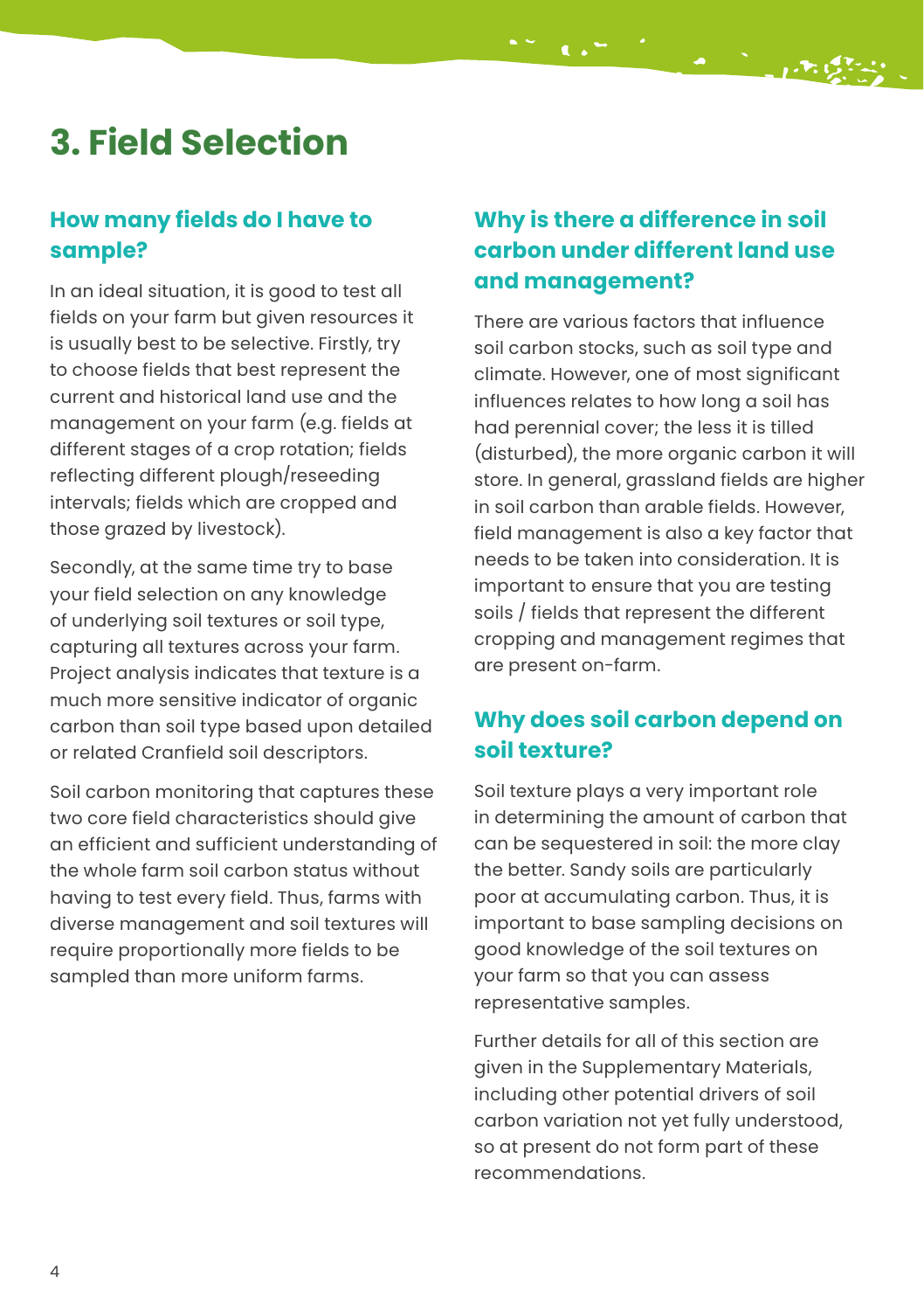# 3. Field Selection

## How many fields do I have to sample?

In an ideal situation, it is good to test all fields on your farm but given resources it is usually best to be selective. Firstly, try to choose fields that best represent the current and historical land use and the management on your farm (e.g. fields at different stages of a crop rotation; fields reflecting different plough/reseeding intervals; fields which are cropped and those grazed by livestock).

Secondly, at the same time try to base your field selection on any knowledge of underlying soil textures or soil type, capturing all textures across your farm. Project analysis indicates that texture is a much more sensitive indicator of organic carbon than soil type based upon detailed or related Cranfield soil descriptors.

Soil carbon monitoring that captures these two core field characteristics should give an efficient and sufficient understanding of the whole farm soil carbon status without having to test every field. Thus, farms with diverse management and soil textures will require proportionally more fields to be sampled than more uniform farms.

## Why is there a difference in soil carbon under different land use and management?

There are various factors that influence soil carbon stocks, such as soil type and climate. However, one of most significant influences relates to how long a soil has had perennial cover; the less it is tilled (disturbed), the more organic carbon it will store. In general, grassland fields are higher in soil carbon than arable fields. However, field management is also a key factor that needs to be taken into consideration. It is important to ensure that you are testing soils / fields that represent the different cropping and management regimes that are present on-farm.

## Why does soil carbon depend on soil texture?

Soil texture plays a very important role in determining the amount of carbon that can be sequestered in soil: the more clay the better. Sandy soils are particularly poor at accumulating carbon. Thus, it is important to base sampling decisions on good knowledge of the soil textures on your farm so that you can assess representative samples.

Further details for all of this section are given in the Supplementary Materials, including other potential drivers of soil carbon variation not yet fully understood, so at present do not form part of these recommendations.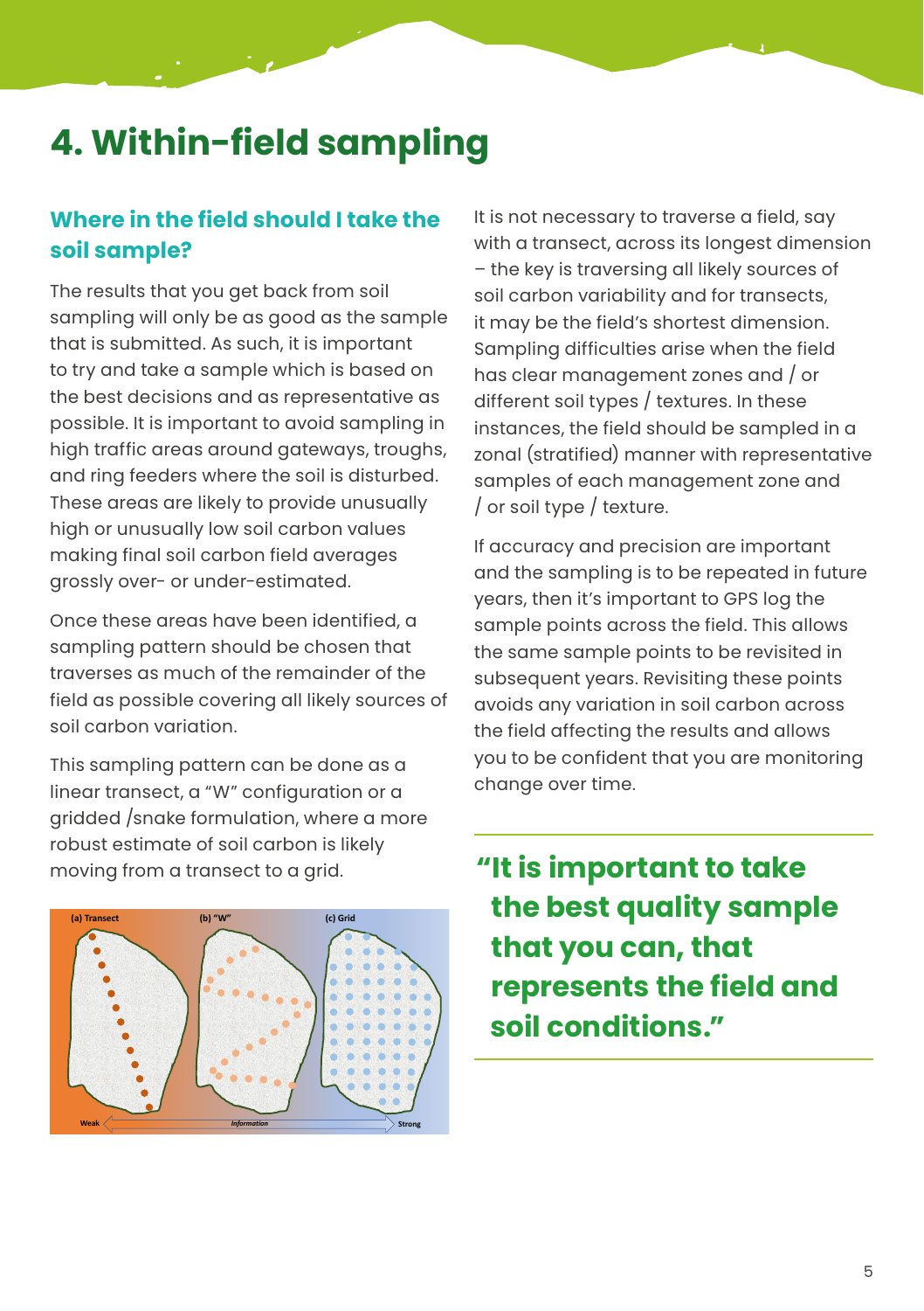# 4. Within-field sampling

## Where in the field should I take the soil sample?

The results that you get back from soil sampling will only be as good as the sample that is submitted. As such, it is important to try and take a sample which is based on the best decisions and as representative as possible. It is important to avoid sampling in high traffic areas around gateways, troughs, and ring feeders where the soil is disturbed. These areas are likely to provide unusually high or unusually low soil carbon values making final soil carbon field averages grossly over- or under-estimated.

Once these areas have been identified, a sampling pattern should be chosen that traverses as much of the remainder of the field as possible covering all likely sources of soil carbon variation.

This sampling pattern can be done as a linear transect, a "W" configuration or a gridded /snake formulation, where a more robust estimate of soil carbon is likely moving from a transect to a grid.

(a) Transect (b) "W" (c) Grid

Weak ← Information → Strong

It is not necessary to traverse a field, say with a transect, across its longest dimension – the key is traversing all likely sources of soil carbon variability and for transects, it may be the field's shortest dimension. Sampling difficulties arise when the field has clear management zones and / or different soil types / textures. In these instances, the field should be sampled in a zonal (stratified) manner with representative samples of each management zone and / or soil type / texture.

If accuracy and precision are important and the sampling is to be repeated in future years, then it's important to GPS log the sample points across the field. This allows the same sample points to be revisited in subsequent years. Revisiting these points avoids any variation in soil carbon across the field affecting the results and allows you to be confident that you are monitoring change over time.

> **"It is important to take the best quality sample that you can, that represents the field and soil conditions."**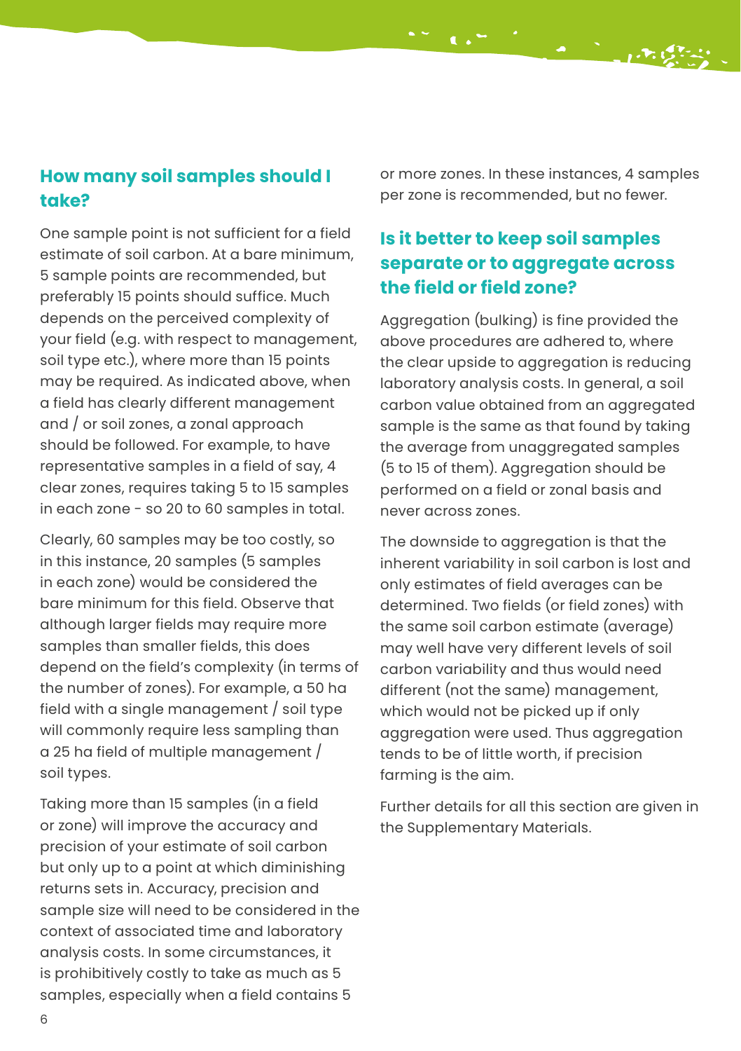## How many soil samples should I take?

One sample point is not sufficient for a field estimate of soil carbon. At a bare minimum, 5 sample points are recommended, but preferably 15 points should suffice. Much depends on the perceived complexity of your field (e.g. with respect to management, soil type etc.), where more than 15 points may be required. As indicated above, when a field has clearly different management and / or soil zones, a zonal approach should be followed. For example, to have representative samples in a field of say, 4 clear zones, requires taking 5 to 15 samples in each zone - so 20 to 60 samples in total.

Clearly, 60 samples may be too costly, so in this instance, 20 samples (5 samples in each zone) would be considered the bare minimum for this field. Observe that although larger fields may require more samples than smaller fields, this does depend on the field's complexity (in terms of the number of zones). For example, a 50 ha field with a single management / soil type will commonly require less sampling than a 25 ha field of multiple management / soil types.

Taking more than 15 samples (in a field or zone) will improve the accuracy and precision of your estimate of soil carbon but only up to a point at which diminishing returns sets in. Accuracy, precision and sample size will need to be considered in the context of associated time and laboratory analysis costs. In some circumstances, it is prohibitively costly to take as much as 5 samples, especially when a field contains 5 or more zones. In these instances, 4 samples per zone is recommended, but no fewer.

## Is it better to keep soil samples separate or to aggregate across the field or field zone?

Aggregation (bulking) is fine provided the above procedures are adhered to, where the clear upside to aggregation is reducing laboratory analysis costs. In general, a soil carbon value obtained from an aggregated sample is the same as that found by taking the average from unaggregated samples (5 to 15 of them). Aggregation should be performed on a field or zonal basis and never across zones.

The downside to aggregation is that the inherent variability in soil carbon is lost and only estimates of field averages can be determined. Two fields (or field zones) with the same soil carbon estimate (average) may well have very different levels of soil carbon variability and thus would need different (not the same) management, which would not be picked up if only aggregation were used. Thus aggregation tends to be of little worth, if precision farming is the aim.

Further details for all this section are given in the Supplementary Materials.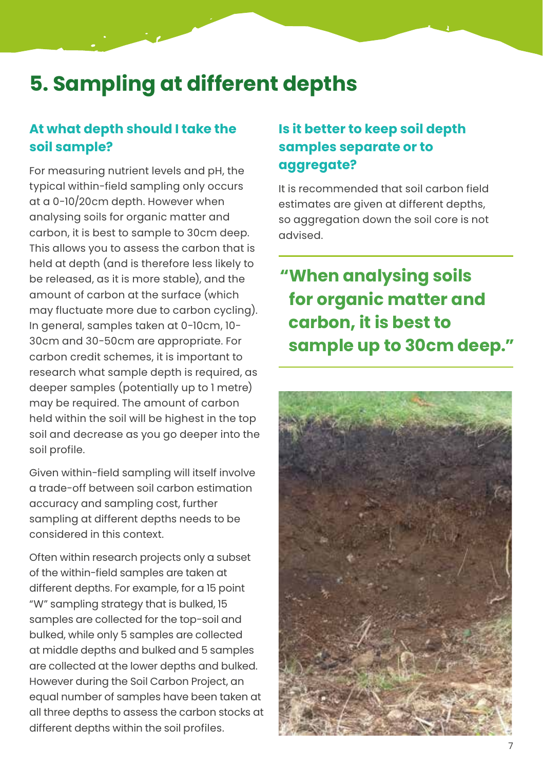# 5. Sampling at different depths

### At what depth should I take the soil sample?

For measuring nutrient levels and pH, the typical within-field sampling only occurs at a 0-10/20cm depth. However when analysing soils for organic matter and carbon, it is best to sample to 30cm deep. This allows you to assess the carbon that is held at depth (and is therefore less likely to be released, as it is more stable), and the amount of carbon at the surface (which may fluctuate more due to carbon cycling). In general, samples taken at 0-10cm, 10-30cm and 30-50cm are appropriate. For carbon credit schemes, it is important to research what sample depth is required, as deeper samples (potentially up to 1 metre) may be required. The amount of carbon held within the soil will be highest in the top soil and decrease as you go deeper into the soil profile.

Given within-field sampling will itself involve a trade-off between soil carbon estimation accuracy and sampling cost, further sampling at different depths needs to be considered in this context.

Often within research projects only a subset of the within-field samples are taken at different depths. For example, for a 15 point "W" sampling strategy that is bulked, 15 samples are collected for the top-soil and bulked, while only 5 samples are collected at middle depths and bulked and 5 samples are collected at the lower depths and bulked. However during the Soil Carbon Project, an equal number of samples have been taken at all three depths to assess the carbon stocks at different depths within the soil profiles.

### Is it better to keep soil depth samples separate or to aggregate?

It is recommended that soil carbon field estimates are given at different depths, so aggregation down the soil core is not advised.

> **"When analysing soils for organic matter and carbon, it is best to sample up to 30cm deep."**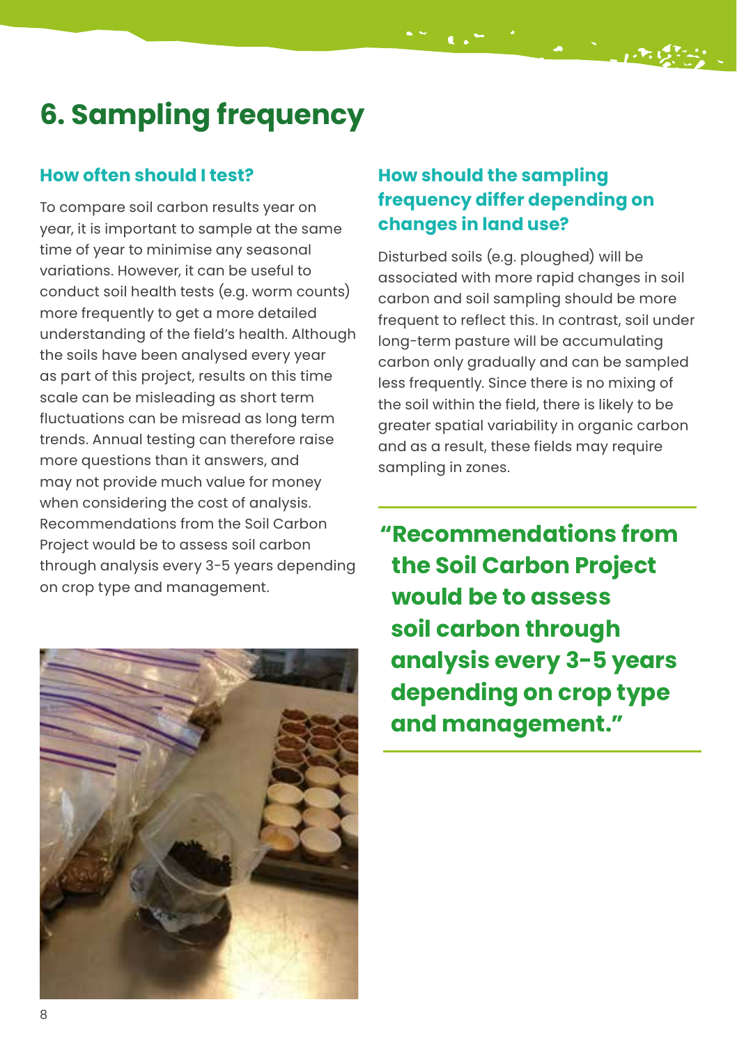# 6. Sampling frequency

### How often should I test?

To compare soil carbon results year on year, it is important to sample at the same time of year to minimise any seasonal variations. However, it can be useful to conduct soil health tests (e.g. worm counts) more frequently to get a more detailed understanding of the field's health. Although the soils have been analysed every year as part of this project, results on this time scale can be misleading as short term fluctuations can be misread as long term trends. Annual testing can therefore raise more questions than it answers, and may not provide much value for money when considering the cost of analysis. Recommendations from the Soil Carbon Project would be to assess soil carbon through analysis every 3-5 years depending on crop type and management.

### How should the sampling frequency differ depending on changes in land use?

Disturbed soils (e.g. ploughed) will be associated with more rapid changes in soil carbon and soil sampling should be more frequent to reflect this. In contrast, soil under long-term pasture will be accumulating carbon only gradually and can be sampled less frequently. Since there is no mixing of the soil within the field, there is likely to be greater spatial variability in organic carbon and as a result, these fields may require sampling in zones.

> **"Recommendations from the Soil Carbon Project would be to assess soil carbon through analysis every 3-5 years depending on crop type and management."**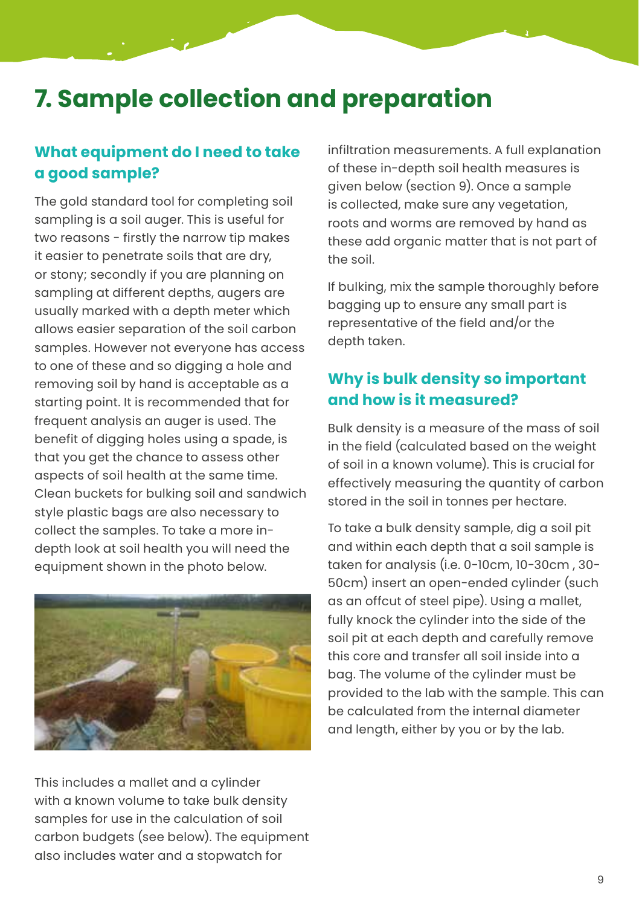# 7. Sample collection and preparation

## What equipment do I need to take a good sample?

The gold standard tool for completing soil sampling is a soil auger. This is useful for two reasons - firstly the narrow tip makes it easier to penetrate soils that are dry, or stony; secondly if you are planning on sampling at different depths, augers are usually marked with a depth meter which allows easier separation of the soil carbon samples. However not everyone has access to one of these and so digging a hole and removing soil by hand is acceptable as a starting point. It is recommended that for frequent analysis an auger is used. The benefit of digging holes using a spade, is that you get the chance to assess other aspects of soil health at the same time. Clean buckets for bulking soil and sandwich style plastic bags are also necessary to collect the samples. To take a more in-depth look at soil health you will need the equipment shown in the photo below.

This includes a mallet and a cylinder with a known volume to take bulk density samples for use in the calculation of soil carbon budgets (see below). The equipment also includes water and a stopwatch for infiltration measurements. A full explanation of these in-depth soil health measures is given below (section 9). Once a sample is collected, make sure any vegetation, roots and worms are removed by hand as these add organic matter that is not part of the soil.

If bulking, mix the sample thoroughly before bagging up to ensure any small part is representative of the field and/or the depth taken.

## Why is bulk density so important and how is it measured?

Bulk density is a measure of the mass of soil in the field (calculated based on the weight of soil in a known volume). This is crucial for effectively measuring the quantity of carbon stored in the soil in tonnes per hectare.

To take a bulk density sample, dig a soil pit and within each depth that a soil sample is taken for analysis (i.e. 0-10cm, 10-30cm , 30-50cm) insert an open-ended cylinder (such as an offcut of steel pipe). Using a mallet, fully knock the cylinder into the side of the soil pit at each depth and carefully remove this core and transfer all soil inside into a bag. The volume of the cylinder must be provided to the lab with the sample. This can be calculated from the internal diameter and length, either by you or by the lab.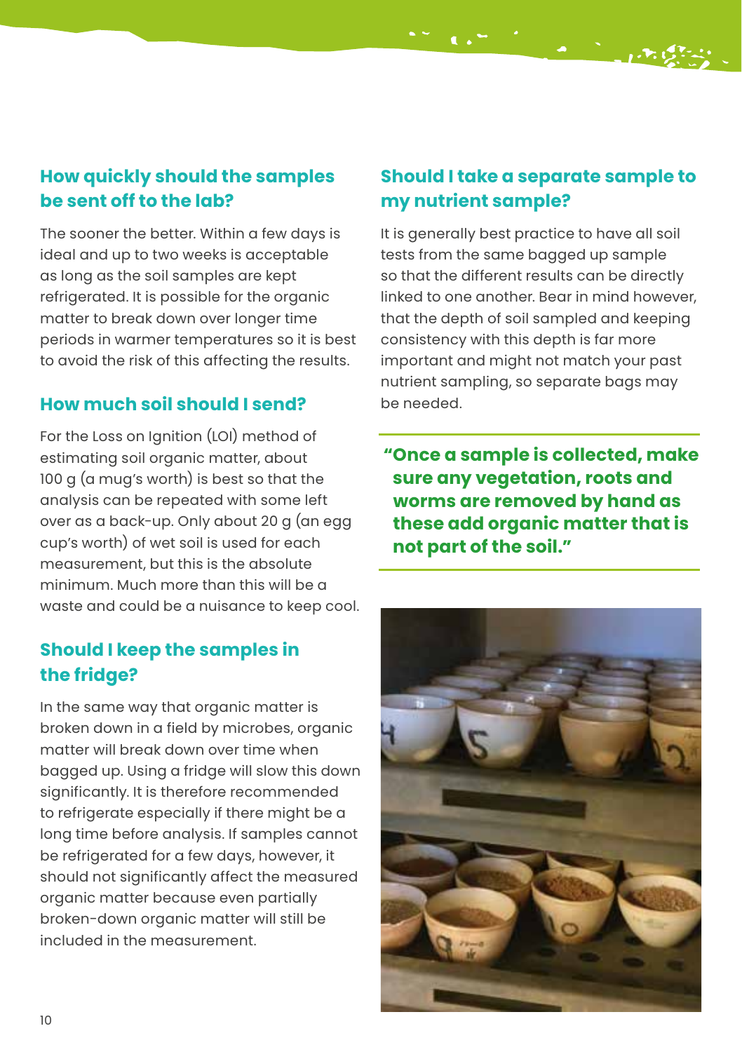## How quickly should the samples be sent off to the lab?

The sooner the better. Within a few days is ideal and up to two weeks is acceptable as long as the soil samples are kept refrigerated. It is possible for the organic matter to break down over longer time periods in warmer temperatures so it is best to avoid the risk of this affecting the results.

## How much soil should I send?

For the Loss on Ignition (LOI) method of estimating soil organic matter, about 100 g (a mug's worth) is best so that the analysis can be repeated with some left over as a back-up. Only about 20 g (an egg cup's worth) of wet soil is used for each measurement, but this is the absolute minimum. Much more than this will be a waste and could be a nuisance to keep cool.

## Should I keep the samples in the fridge?

In the same way that organic matter is broken down in a field by microbes, organic matter will break down over time when bagged up. Using a fridge will slow this down significantly. It is therefore recommended to refrigerate especially if there might be a long time before analysis. If samples cannot be refrigerated for a few days, however, it should not significantly affect the measured organic matter because even partially broken-down organic matter will still be included in the measurement.

## Should I take a separate sample to my nutrient sample?

It is generally best practice to have all soil tests from the same bagged up sample so that the different results can be directly linked to one another. Bear in mind however, that the depth of soil sampled and keeping consistency with this depth is far more important and might not match your past nutrient sampling, so separate bags may be needed.

> **"Once a sample is collected, make sure any vegetation, roots and worms are removed by hand as these add organic matter that is not part of the soil."**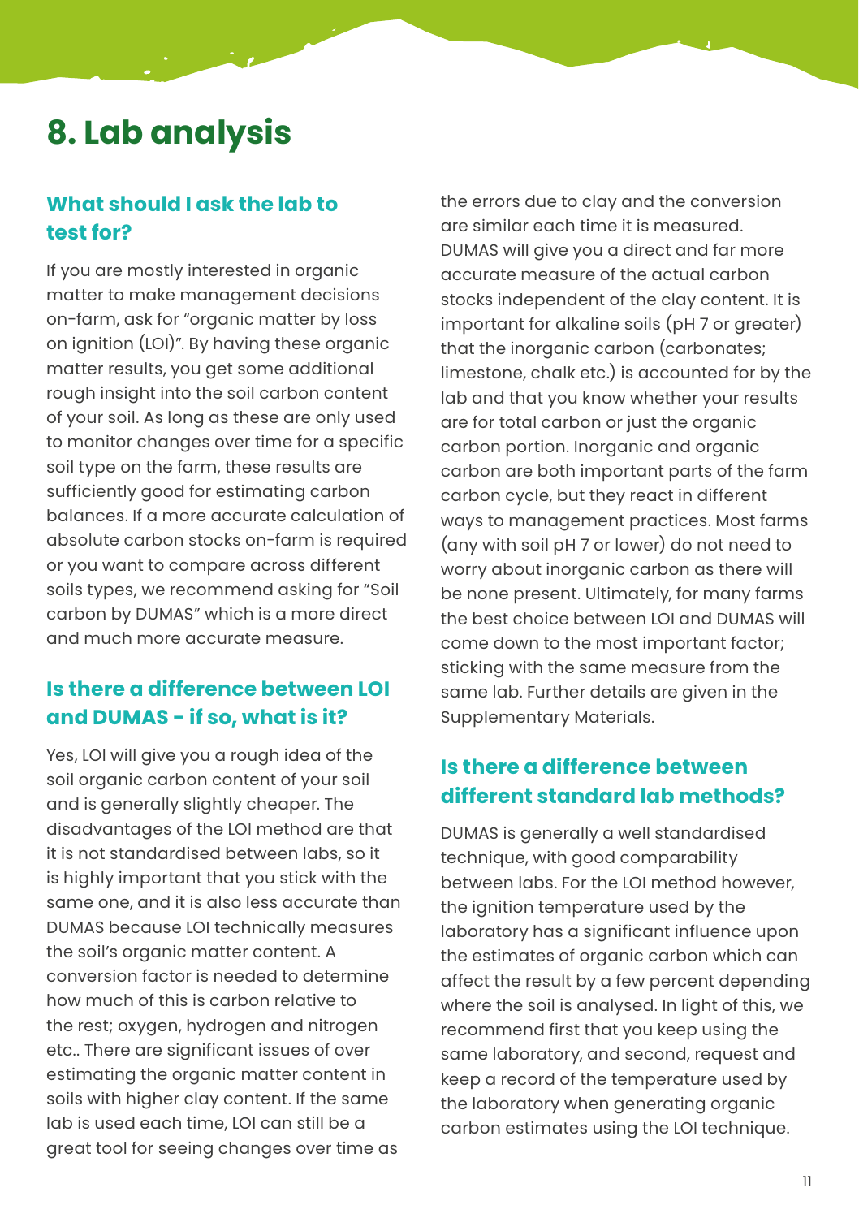# 8. Lab analysis

### What should I ask the lab to test for?

If you are mostly interested in organic matter to make management decisions on-farm, ask for "organic matter by loss on ignition (LOI)". By having these organic matter results, you get some additional rough insight into the soil carbon content of your soil. As long as these are only used to monitor changes over time for a specific soil type on the farm, these results are sufficiently good for estimating carbon balances. If a more accurate calculation of absolute carbon stocks on-farm is required or you want to compare across different soils types, we recommend asking for "Soil carbon by DUMAS" which is a more direct and much more accurate measure.

### Is there a difference between LOI and DUMAS - if so, what is it?

Yes, LOI will give you a rough idea of the soil organic carbon content of your soil and is generally slightly cheaper. The disadvantages of the LOI method are that it is not standardised between labs, so it is highly important that you stick with the same one, and it is also less accurate than DUMAS because LOI technically measures the soil's organic matter content. A conversion factor is needed to determine how much of this is carbon relative to the rest; oxygen, hydrogen and nitrogen etc.. There are significant issues of over estimating the organic matter content in soils with higher clay content. If the same lab is used each time, LOI can still be a great tool for seeing changes over time as the errors due to clay and the conversion are similar each time it is measured. DUMAS will give you a direct and far more accurate measure of the actual carbon stocks independent of the clay content. It is important for alkaline soils (pH 7 or greater) that the inorganic carbon (carbonates; limestone, chalk etc.) is accounted for by the lab and that you know whether your results are for total carbon or just the organic carbon portion. Inorganic and organic carbon are both important parts of the farm carbon cycle, but they react in different ways to management practices. Most farms (any with soil pH 7 or lower) do not need to worry about inorganic carbon as there will be none present. Ultimately, for many farms the best choice between LOI and DUMAS will come down to the most important factor; sticking with the same measure from the same lab. Further details are given in the Supplementary Materials.

### Is there a difference between different standard lab methods?

DUMAS is generally a well standardised technique, with good comparability between labs. For the LOI method however, the ignition temperature used by the laboratory has a significant influence upon the estimates of organic carbon which can affect the result by a few percent depending where the soil is analysed. In light of this, we recommend first that you keep using the same laboratory, and second, request and keep a record of the temperature used by the laboratory when generating organic carbon estimates using the LOI technique.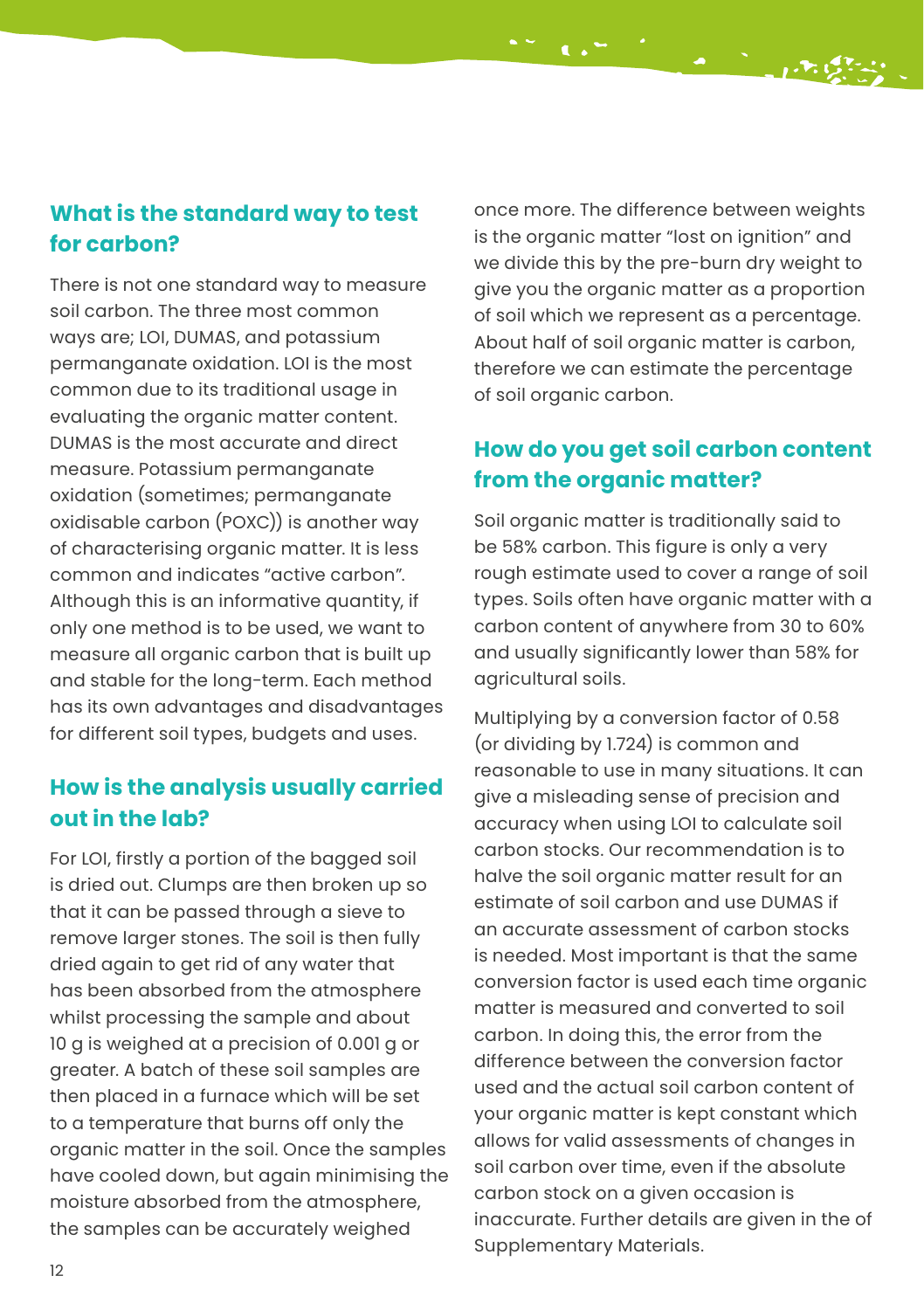## What is the standard way to test for carbon?

There is not one standard way to measure soil carbon. The three most common ways are; LOI, DUMAS, and potassium permanganate oxidation. LOI is the most common due to its traditional usage in evaluating the organic matter content. DUMAS is the most accurate and direct measure. Potassium permanganate oxidation (sometimes; permanganate oxidisable carbon (POXC)) is another way of characterising organic matter. It is less common and indicates "active carbon". Although this is an informative quantity, if only one method is to be used, we want to measure all organic carbon that is built up and stable for the long-term. Each method has its own advantages and disadvantages for different soil types, budgets and uses.

## How is the analysis usually carried out in the lab?

For LOI, firstly a portion of the bagged soil is dried out. Clumps are then broken up so that it can be passed through a sieve to remove larger stones. The soil is then fully dried again to get rid of any water that has been absorbed from the atmosphere whilst processing the sample and about 10 g is weighed at a precision of 0.001 g or greater. A batch of these soil samples are then placed in a furnace which will be set to a temperature that burns off only the organic matter in the soil. Once the samples have cooled down, but again minimising the moisture absorbed from the atmosphere, the samples can be accurately weighed once more. The difference between weights is the organic matter "lost on ignition" and we divide this by the pre-burn dry weight to give you the organic matter as a proportion of soil which we represent as a percentage. About half of soil organic matter is carbon, therefore we can estimate the percentage of soil organic carbon.

## How do you get soil carbon content from the organic matter?

Soil organic matter is traditionally said to be 58% carbon. This figure is only a very rough estimate used to cover a range of soil types. Soils often have organic matter with a carbon content of anywhere from 30 to 60% and usually significantly lower than 58% for agricultural soils.

Multiplying by a conversion factor of 0.58 (or dividing by 1.724) is common and reasonable to use in many situations. It can give a misleading sense of precision and accuracy when using LOI to calculate soil carbon stocks. Our recommendation is to halve the soil organic matter result for an estimate of soil carbon and use DUMAS if an accurate assessment of carbon stocks is needed. Most important is that the same conversion factor is used each time organic matter is measured and converted to soil carbon. In doing this, the error from the difference between the conversion factor used and the actual soil carbon content of your organic matter is kept constant which allows for valid assessments of changes in soil carbon over time, even if the absolute carbon stock on a given occasion is inaccurate. Further details are given in the of Supplementary Materials.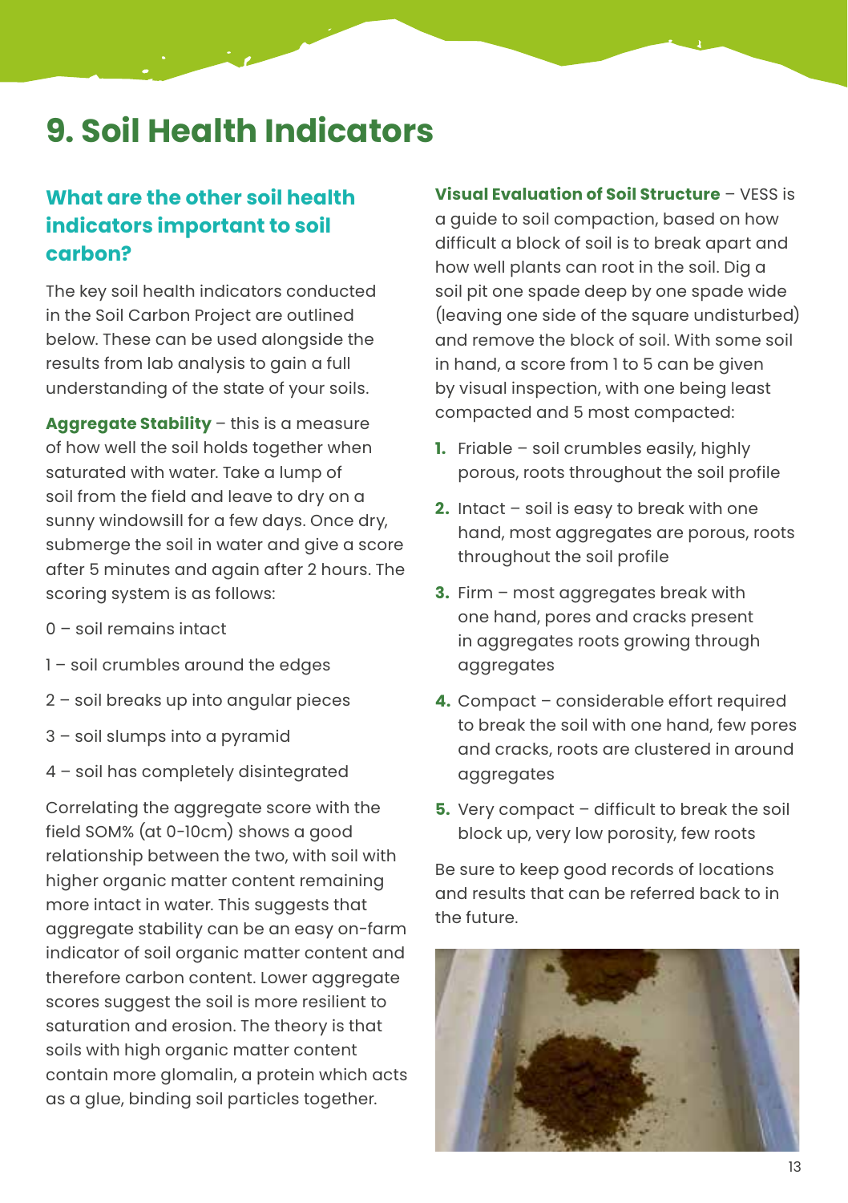# 9. Soil Health Indicators

## What are the other soil health indicators important to soil carbon?

The key soil health indicators conducted in the Soil Carbon Project are outlined below. These can be used alongside the results from lab analysis to gain a full understanding of the state of your soils.

**Aggregate Stability** – this is a measure of how well the soil holds together when saturated with water. Take a lump of soil from the field and leave to dry on a sunny windowsill for a few days. Once dry, submerge the soil in water and give a score after 5 minutes and again after 2 hours. The scoring system is as follows:

0 – soil remains intact

1 – soil crumbles around the edges

2 – soil breaks up into angular pieces

3 – soil slumps into a pyramid

4 – soil has completely disintegrated

Correlating the aggregate score with the field SOM% (at 0-10cm) shows a good relationship between the two, with soil with higher organic matter content remaining more intact in water. This suggests that aggregate stability can be an easy on-farm indicator of soil organic matter content and therefore carbon content. Lower aggregate scores suggest the soil is more resilient to saturation and erosion. The theory is that soils with high organic matter content contain more glomalin, a protein which acts as a glue, binding soil particles together.

**Visual Evaluation of Soil Structure** – VESS is a guide to soil compaction, based on how difficult a block of soil is to break apart and how well plants can root in the soil. Dig a soil pit one spade deep by one spade wide (leaving one side of the square undisturbed) and remove the block of soil. With some soil in hand, a score from 1 to 5 can be given by visual inspection, with one being least compacted and 5 most compacted:

1. Friable – soil crumbles easily, highly porous, roots throughout the soil profile
2. Intact – soil is easy to break with one hand, most aggregates are porous, roots throughout the soil profile
3. Firm – most aggregates break with one hand, pores and cracks present in aggregates roots growing through aggregates
4. Compact – considerable effort required to break the soil with one hand, few pores and cracks, roots are clustered in around aggregates
5. Very compact – difficult to break the soil block up, very low porosity, few roots

Be sure to keep good records of locations and results that can be referred back to in the future.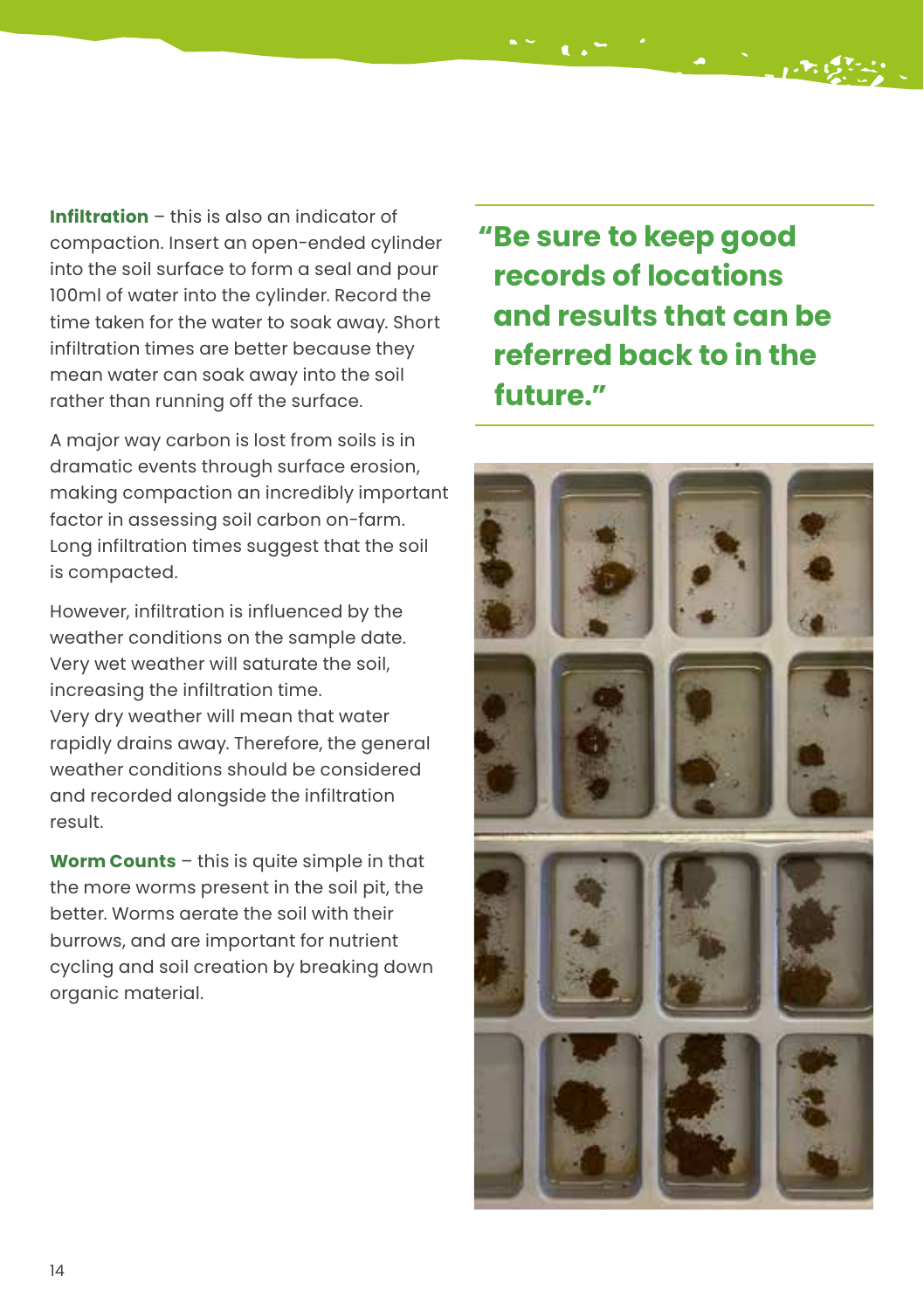**Infiltration** – this is also an indicator of compaction. Insert an open-ended cylinder into the soil surface to form a seal and pour 100ml of water into the cylinder. Record the time taken for the water to soak away. Short infiltration times are better because they mean water can soak away into the soil rather than running off the surface.

A major way carbon is lost from soils is in dramatic events through surface erosion, making compaction an incredibly important factor in assessing soil carbon on-farm. Long infiltration times suggest that the soil is compacted.

However, infiltration is influenced by the weather conditions on the sample date. Very wet weather will saturate the soil, increasing the infiltration time. Very dry weather will mean that water rapidly drains away. Therefore, the general weather conditions should be considered and recorded alongside the infiltration result.

**Worm Counts** – this is quite simple in that the more worms present in the soil pit, the better. Worms aerate the soil with their burrows, and are important for nutrient cycling and soil creation by breaking down organic material.

> **"Be sure to keep good records of locations and results that can be referred back to in the future."**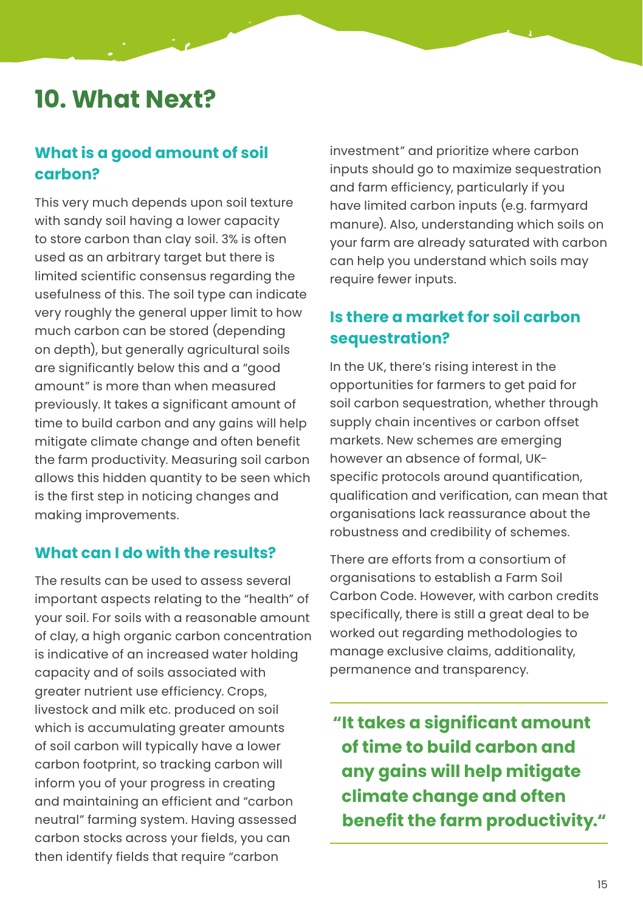# 10. What Next?

## What is a good amount of soil carbon?

This very much depends upon soil texture with sandy soil having a lower capacity to store carbon than clay soil. 3% is often used as an arbitrary target but there is limited scientific consensus regarding the usefulness of this. The soil type can indicate very roughly the general upper limit to how much carbon can be stored (depending on depth), but generally agricultural soils are significantly below this and a "good amount" is more than when measured previously. It takes a significant amount of time to build carbon and any gains will help mitigate climate change and often benefit the farm productivity. Measuring soil carbon allows this hidden quantity to be seen which is the first step in noticing changes and making improvements.

## What can I do with the results?

The results can be used to assess several important aspects relating to the "health" of your soil. For soils with a reasonable amount of clay, a high organic carbon concentration is indicative of an increased water holding capacity and of soils associated with greater nutrient use efficiency. Crops, livestock and milk etc. produced on soil which is accumulating greater amounts of soil carbon will typically have a lower carbon footprint, so tracking carbon will inform you of your progress in creating and maintaining an efficient and "carbon neutral" farming system. Having assessed carbon stocks across your fields, you can then identify fields that require "carbon investment" and prioritize where carbon inputs should go to maximize sequestration and farm efficiency, particularly if you have limited carbon inputs (e.g. farmyard manure). Also, understanding which soils on your farm are already saturated with carbon can help you understand which soils may require fewer inputs.

## Is there a market for soil carbon sequestration?

In the UK, there's rising interest in the opportunities for farmers to get paid for soil carbon sequestration, whether through supply chain incentives or carbon offset markets. New schemes are emerging however an absence of formal, UK-specific protocols around quantification, qualification and verification, can mean that organisations lack reassurance about the robustness and credibility of schemes.

There are efforts from a consortium of organisations to establish a Farm Soil Carbon Code. However, with carbon credits specifically, there is still a great deal to be worked out regarding methodologies to manage exclusive claims, additionality, permanence and transparency.

> **"It takes a significant amount of time to build carbon and any gains will help mitigate climate change and often benefit the farm productivity."**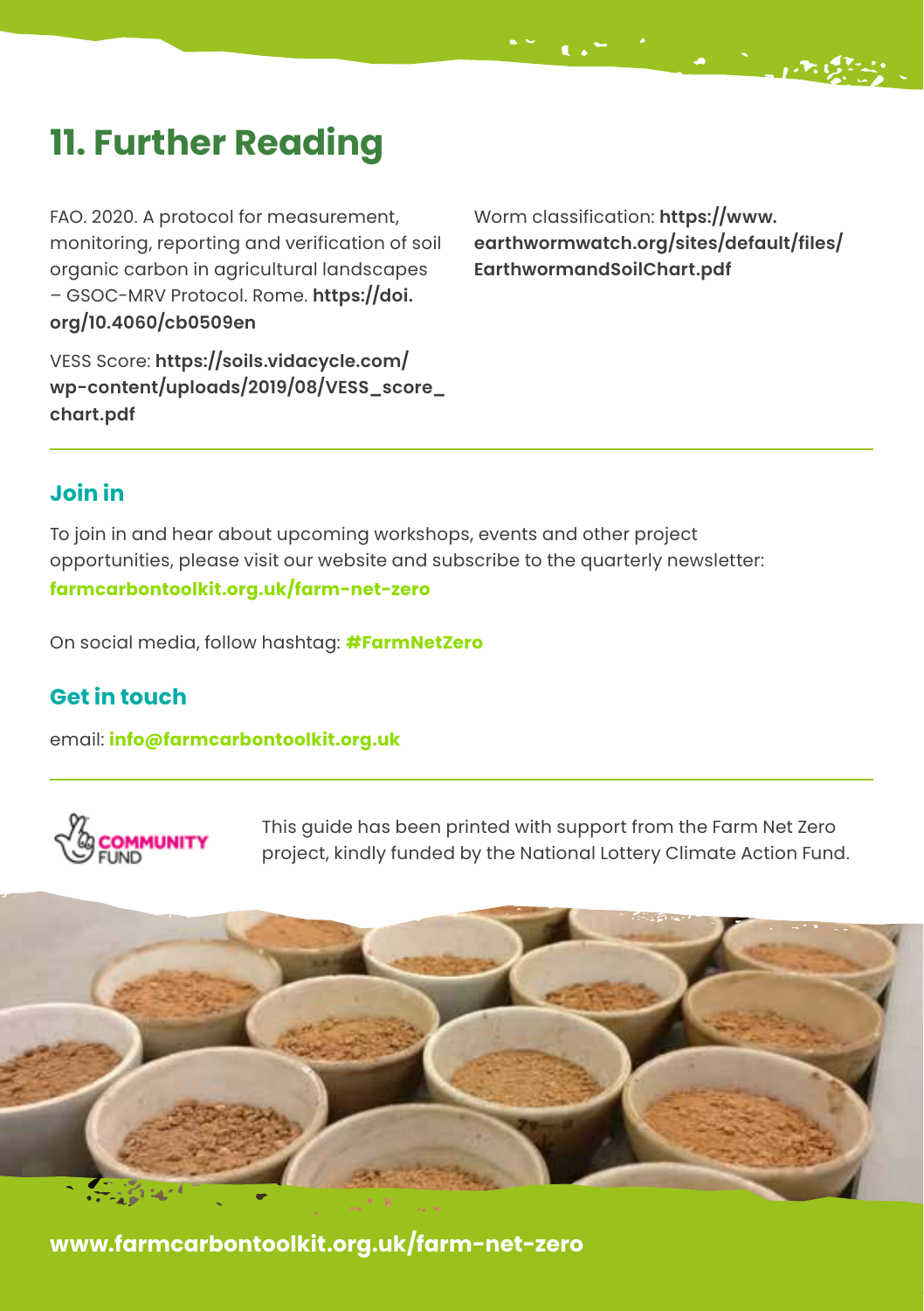# 11. Further Reading

FAO. 2020. A protocol for measurement, monitoring, reporting and verification of soil organic carbon in agricultural landscapes – GSOC-MRV Protocol. Rome. **https://doi.org/10.4060/cb0509en**

VESS Score: **https://soils.vidacycle.com/wp-content/uploads/2019/08/VESS_score_chart.pdf**

Worm classification: **https://www.earthwormwatch.org/sites/default/files/EarthwormandSoilChart.pdf**

## Join in

To join in and hear about upcoming workshops, events and other project opportunities, please visit our website and subscribe to the quarterly newsletter: **farmcarbontoolkit.org.uk/farm-net-zero**

On social media, follow hashtag: **#FarmNetZero**

## Get in touch

email: **info@farmcarbontoolkit.org.uk**

COMMUNITY FUND

This guide has been printed with support from the Farm Net Zero project, kindly funded by the National Lottery Climate Action Fund.

**www.farmcarbontoolkit.org.uk/farm-net-zero**